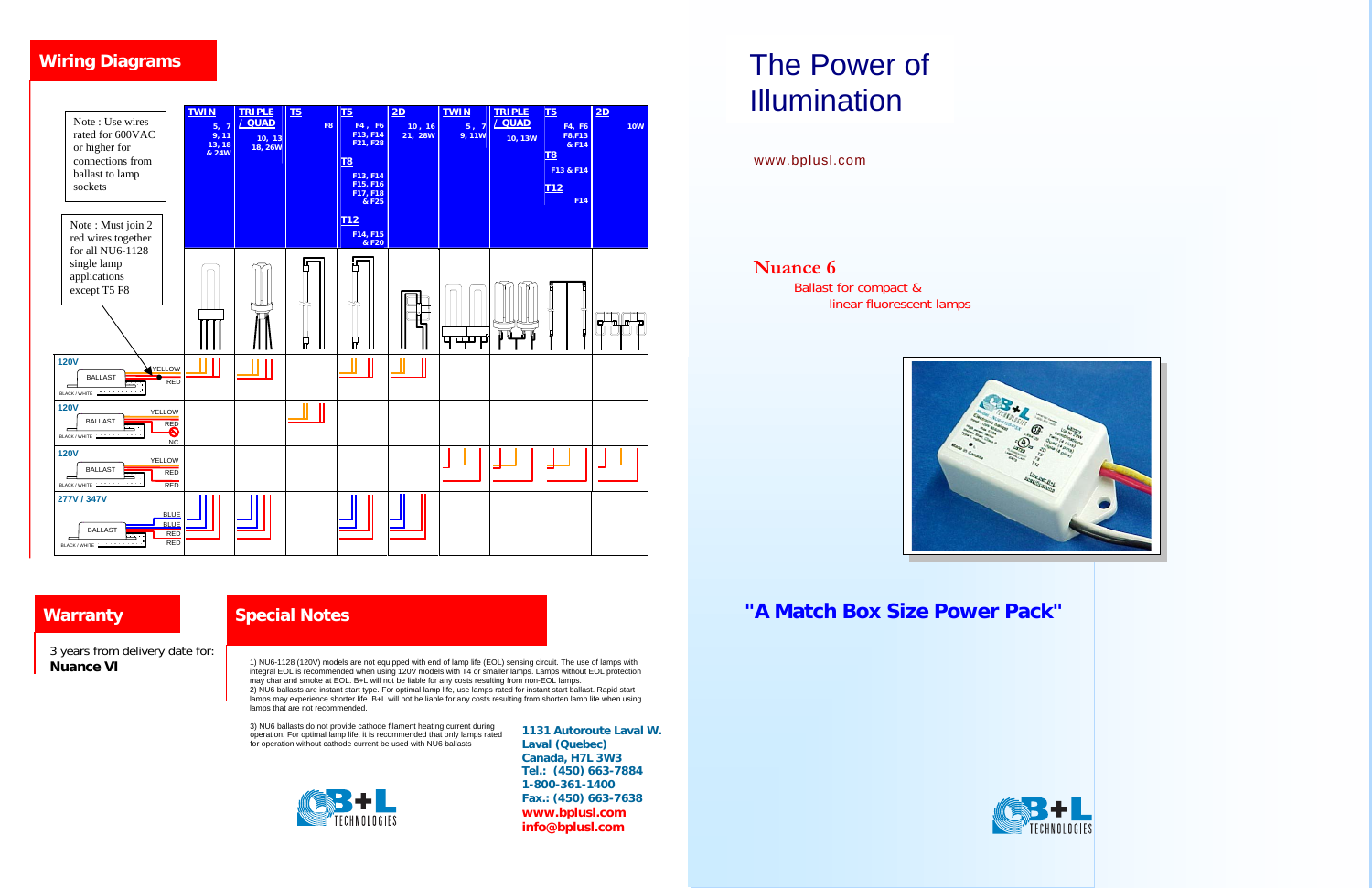## Wiring Diagrams

Note : Use wires rated for 600VAC or higher for connections from ballast to lamp sockets

Note : Must join 2 red wires together for all NU6-1128 single lamp applications except T5 F8

| | TWIN 5, 7 9, 11 13, 18 & 24W | TRIPLE / QUAD 10, 13 18, 26W | T5 F8 | T5 F4, F6 F13, F14 F21, F28 / T8 F13, F14 F15, F16 F17, F18 & F25 / T12 F14, F15 & F20 | 2D 10, 16 21, 28W | TWIN 5, 7 9, 11W | TRIPLE / QUAD 10, 13W | T5 F4, F6 F8,F13 & F14 / T8 F13 & F14 / T12 F14 | 2D 10W |
|---|---|---|---|---|---|---|---|---|---|
| 120V BALLAST (YELLOW, RED, BLACK / WHITE) | ✓ | ✓ | | ✓ | ✓ | | | | |
| 120V BALLAST (YELLOW, RED, NC, BLACK / WHITE) | | | ✓ | | | | | | |
| 120V BALLAST (YELLOW, RED, RED, BLACK / WHITE) | | | | | | ✓ | ✓ | ✓ | ✓ |
| 277V / 347V BALLAST (BLUE, BLUE, RED, RED, BLACK / WHITE) | ✓ | ✓ | | ✓ | ✓ | | | | |

## Warranty

3 years from delivery date for:
**Nuance VI**

## Special Notes

1) NU6-1128 (120V) models are not equipped with end of lamp life (EOL) sensing circuit. The use of lamps with integral EOL is recommended when using 120V models with T4 or smaller lamps. Lamps without EOL protection may char and smoke at EOL. B+L will not be liable for any costs resulting from non-EOL lamps.
2) NU6 ballasts are instant start type. For optimal lamp life, use lamps rated for instant start ballast. Rapid start lamps may experience shorter life. B+L will not be liable for any costs resulting from shorten lamp life when using lamps that are not recommended.

3) NU6 ballasts do not provide cathode filament heating current during operation. For optimal lamp life, it is recommended that only lamps rated for operation without cathode current be used with NU6 ballasts

B+L TECHNOLOGIES

**1131 Autoroute Laval W.**
**Laval (Quebec)**
**Canada, H7L 3W3**
**Tel.: (450) 663-7884**
**1-800-361-1400**
**Fax.: (450) 663-7638**
**www.bplusl.com**
**info@bplusl.com**

# The Power of Illumination

www.bplusl.com

## Nuance 6

Ballast for compact & linear fluorescent lamps

## "A Match Box Size Power Pack"

B+L TECHNOLOGIES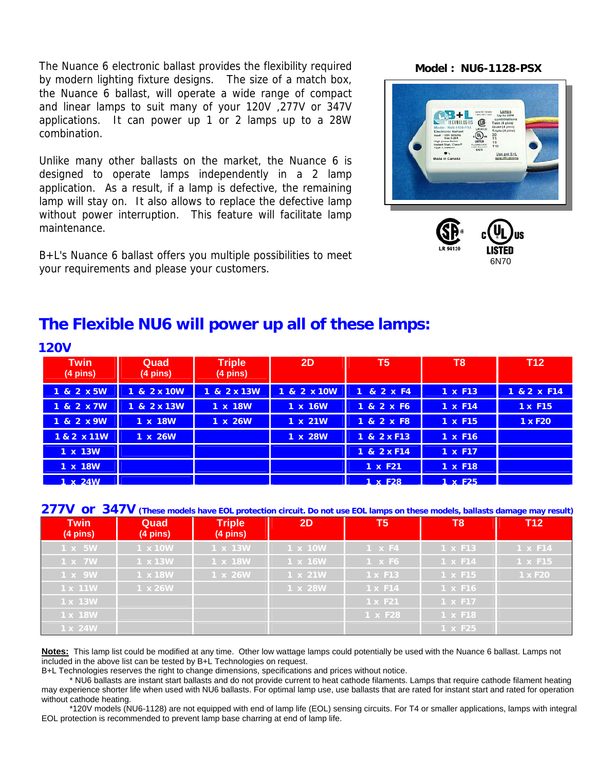The Nuance 6 electronic ballast provides the flexibility required by modern lighting fixture designs. The size of a match box, the Nuance 6 ballast, will operate a wide range of compact and linear lamps to suit many of your 120V ,277V or 347V applications. It can power up 1 or 2 lamps up to a 28W combination.

Unlike many other ballasts on the market, the Nuance 6 is designed to operate lamps independently in a 2 lamp application. As a result, if a lamp is defective, the remaining lamp will stay on. It also allows to replace the defective lamp without power interruption. This feature will facilitate lamp maintenance.

B+L's Nuance 6 ballast offers you multiple possibilities to meet your requirements and please your customers.

**Model : NU6-1128-PSX**

LR 94120

c UL us LISTED 6N70

# The Flexible NU6 will power up all of these lamps:

## 120V

| Twin (4 pins) | Quad (4 pins) | Triple (4 pins) | 2D | T5 | T8 | T12 |
|---|---|---|---|---|---|---|
| 1 & 2 x 5W | 1 & 2 x 10W | 1 & 2 x 13W | 1 & 2 x 10W | 1 & 2 x F4 | 1 x F13 | 1 & 2 x F14 |
| 1 & 2 x 7W | 1 & 2 x 13W | 1 x 18W | 1 x 16W | 1 & 2 x F6 | 1 x F14 | 1 x F15 |
| 1 & 2 x 9W | 1 x 18W | 1 x 26W | 1 x 21W | 1 & 2 x F8 | 1 x F15 | 1 x F20 |
| 1 & 2 x 11W | 1 x 26W | | 1 x 28W | 1 & 2 x F13 | 1 x F16 | |
| 1 x 13W | | | | 1 & 2 x F14 | 1 x F17 | |
| 1 x 18W | | | | 1 x F21 | 1 x F18 | |
| 1 x 24W | | | | 1 x F28 | 1 x F25 | |

## 277V or 347V (These models have EOL protection circuit. Do not use EOL lamps on these models, ballasts damage may result)

| Twin (4 pins) | Quad (4 pins) | Triple (4 pins) | 2D | T5 | T8 | T12 |
|---|---|---|---|---|---|---|
| 1 x 5W | 1 x 10W | 1 x 13W | 1 x 10W | 1 x F4 | 1 x F13 | 1 x F14 |
| 1 x 7W | 1 x 13W | 1 x 18W | 1 x 16W | 1 x F6 | 1 x F14 | 1 x F15 |
| 1 x 9W | 1 x 18W | 1 x 26W | 1 x 21W | 1 x F13 | 1 x F15 | 1 x F20 |
| 1 x 11W | 1 x 26W | | 1 x 28W | 1 x F14 | 1 x F16 | |
| 1 x 13W | | | | 1 x F21 | 1 x F17 | |
| 1 x 18W | | | | 1 x F28 | 1 x F18 | |
| 1 x 24W | | | | | 1 x F25 | |

**Notes:** This lamp list could be modified at any time. Other low wattage lamps could potentially be used with the Nuance 6 ballast. Lamps not included in the above list can be tested by B+L Technologies on request.
B+L Technologies reserves the right to change dimensions, specifications and prices without notice.

\* NU6 ballasts are instant start ballasts and do not provide current to heat cathode filaments. Lamps that require cathode filament heating may experience shorter life when used with NU6 ballasts. For optimal lamp use, use ballasts that are rated for instant start and rated for operation without cathode heating.

\*120V models (NU6-1128) are not equipped with end of lamp life (EOL) sensing circuits. For T4 or smaller applications, lamps with integral EOL protection is recommended to prevent lamp base charring at end of lamp life.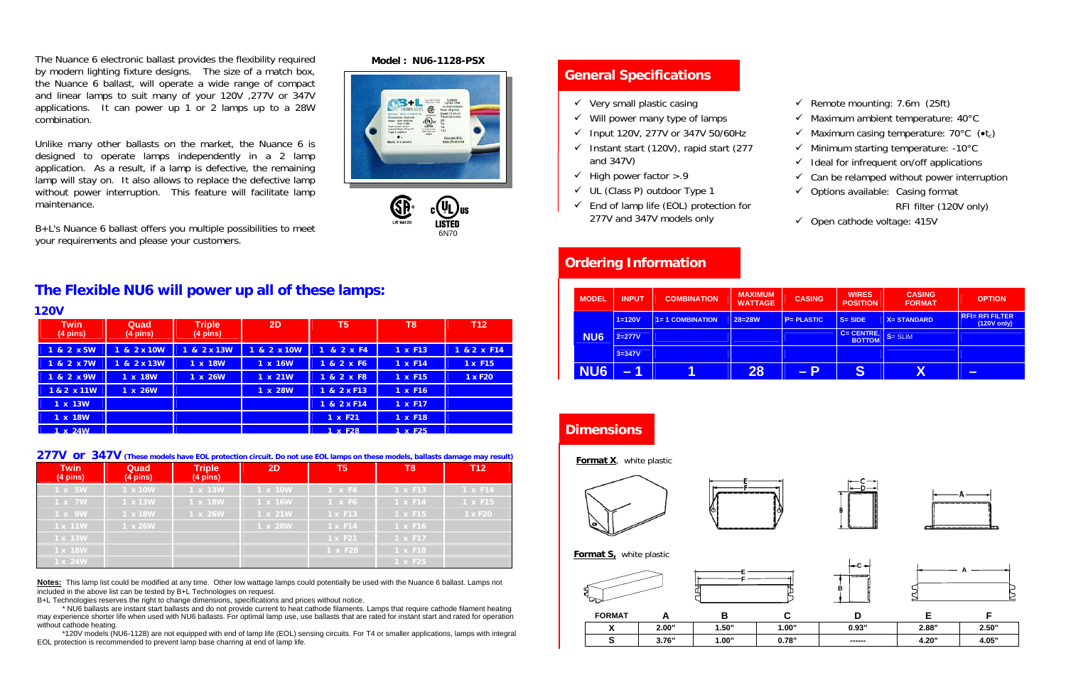The Nuance 6 electronic ballast provides the flexibility required by modern lighting fixture designs. The size of a match box, the Nuance 6 ballast, will operate a wide range of compact and linear lamps to suit many of your 120V ,277V or 347V applications. It can power up 1 or 2 lamps up to a 28W combination.

Unlike many other ballasts on the market, the Nuance 6 is designed to operate lamps independently in a 2 lamp application. As a result, if a lamp is defective, the remaining lamp will stay on. It also allows to replace the defective lamp without power interruption. This feature will facilitate lamp maintenance.

B+L's Nuance 6 ballast offers you multiple possibilities to meet your requirements and please your customers.

**Model : NU6-1128-PSX**

LR 94120

LISTED 6N70

## The Flexible NU6 will power up all of these lamps:

### 120V

| Twin (4 pins) | Quad (4 pins) | Triple (4 pins) | 2D | T5 | T8 | T12 |
|---|---|---|---|---|---|---|
| 1 & 2 x 5W | 1 & 2 x 10W | 1 & 2 x 13W | 1 & 2 x 10W | 1 & 2 x F4 | 1 x F13 | 1 & 2 x F14 |
| 1 & 2 x 7W | 1 & 2 x 13W | 1 x 18W | 1 x 16W | 1 & 2 x F6 | 1 x F14 | 1 x F15 |
| 1 & 2 x 9W | 1 x 18W | 1 x 26W | 1 x 21W | 1 & 2 x F8 | 1 x F15 | 1 x F20 |
| 1 & 2 x 11W | 1 x 26W | | 1 x 28W | 1 & 2 x F13 | 1 x F16 | |
| 1 x 13W | | | | 1 & 2 x F14 | 1 x F17 | |
| 1 x 18W | | | | 1 x F21 | 1 x F18 | |
| 1 x 24W | | | | 1 x F28 | 1 x F25 | |

### 277V or 347V (These models have EOL protection circuit. Do not use EOL lamps on these models, ballasts damage may result)

| Twin (4 pins) | Quad (4 pins) | Triple (4 pins) | 2D | T5 | T8 | T12 |
|---|---|---|---|---|---|---|
| 1 x 5W | 1 x 10W | 1 x 13W | 1 x 10W | 1 x F4 | 1 x F13 | 1 x F14 |
| 1 x 7W | 1 x 13W | 1 x 18W | 1 x 16W | 1 x F6 | 1 x F14 | 1 x F15 |
| 1 x 9W | 1 x 18W | 1 x 26W | 1 x 21W | 1 x F13 | 1 x F15 | 1 x F20 |
| 1 x 11W | 1 x 26W | | 1 x 28W | 1 x F14 | 1 x F16 | |
| 1 x 13W | | | | 1 x F21 | 1 x F17 | |
| 1 x 18W | | | | 1 x F28 | 1 x F18 | |
| 1 x 24W | | | | | 1 x F25 | |

**Notes:** This lamp list could be modified at any time. Other low wattage lamps could potentially be used with the Nuance 6 ballast. Lamps not included in the above list can be tested by B+L Technologies on request.

B+L Technologies reserve the right to change dimensions, specifications and prices without notice.

\* NU6 ballasts are instant start ballasts and do not provide current to heat cathode filaments. Lamps that require cathode filament heating may experience shorter life when used with NU6 ballasts. For optimal lamp use, use ballasts that are rated for instant start and rated for operation without cathode heating.

\*120V models (NU6-1128) are not equipped with end of lamp life (EOL) sensing circuits. For T4 or smaller applications, lamps with integral EOL protection is recommended to prevent lamp base charring at end of lamp life.

## General Specifications

- ✓ Very small plastic casing
- ✓ Will power many type of lamps
- ✓ Input 120V, 277V or 347V 50/60Hz
- ✓ Instant start (120V), rapid start (277 and 347V)
- ✓ High power factor >.9
- ✓ UL (Class P) outdoor Type 1
- ✓ End of lamp life (EOL) protection for 277V and 347V models only
- ✓ Remote mounting: 7.6m (25ft)
- ✓ Maximum ambient temperature: 40°C
- ✓ Maximum casing temperature: 70°C (•$t_c$)
- ✓ Minimum starting temperature: -10°C
- ✓ Ideal for infrequent on/off applications
- ✓ Can be relamped without power interruption
- ✓ Options available: Casing format, RFI filter (120V only)
- ✓ Open cathode voltage: 415V

## Ordering Information

| MODEL | INPUT | COMBINATION | MAXIMUM WATTAGE | CASING | WIRES POSITION | CASING FORMAT | OPTION |
|---|---|---|---|---|---|---|---|
| NU6 | 1=120V | 1= 1 COMBINATION | 28=28W | P= PLASTIC | S= SIDE | X= STANDARD | RFI= RFI FILTER (120V only) |
| | 2=277V | | | | C= CENTRE, BOTTOM | S= SLIM | |
| | 3=347V | | | | | | |
| NU6 | – 1 | 1 | 28 | – P | S | X | – |

## Dimensions

**Format X**, white plastic

**Format S**, white plastic

| FORMAT | A | B | C | D | E | F |
|---|---|---|---|---|---|---|
| X | 2.00" | 1.50" | 1.00" | 0.93" | 2.88" | 2.50" |
| S | 3.76" | 1.00" | 0.78" | ------ | 4.20" | 4.05" |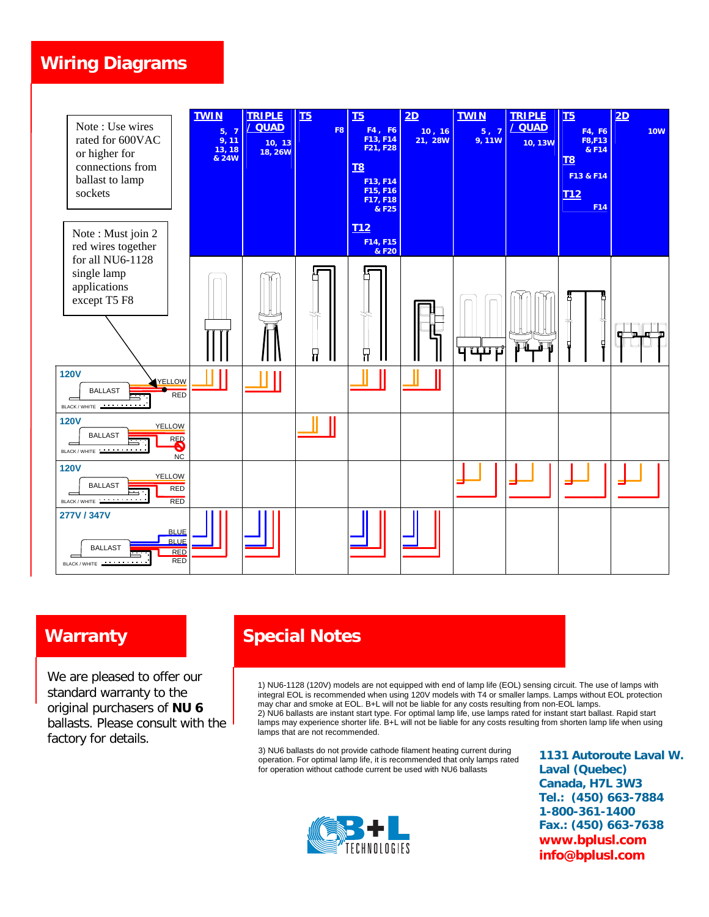# Wiring Diagrams

Note : Use wires rated for 600VAC or higher for connections from ballast to lamp sockets

Note : Must join 2 red wires together for all NU6-1128 single lamp applications except T5 F8

| TWIN | TRIPLE / QUAD | T5 | T5 | 2D | TWIN | TRIPLE / QUAD | T5 | 2D |
|---|---|---|---|---|---|---|---|---|
| 5, 7 9, 11 13, 18 & 24W | 10, 13 18, 26W | F8 | F4, F6 F13, F14 F21, F28 **T8** F13, F14 F15, F16 F17, F18 & F25 **T12** F14, F15 & F20 | 10, 16 21, 28W | 5, 7 9, 11W | 10, 13W | F4, F6 F8,F13 & F14 **T8** F13 & F14 **T12** F14 | 10W |

120V — BALLAST — YELLOW, RED — BLACK / WHITE

120V — BALLAST — YELLOW, RED, NC — BLACK / WHITE

120V — BALLAST — YELLOW, RED, RED — BLACK / WHITE

277V / 347V — BALLAST — BLUE, BLUE, RED, RED — BLACK / WHITE

## Warranty

We are pleased to offer our standard warranty to the original purchasers of **NU 6** ballasts. Please consult with the factory for details.

## Special Notes

1) NU6-1128 (120V) models are not equipped with end of lamp life (EOL) sensing circuit. The use of lamps with integral EOL is recommended when using 120V models with T4 or smaller lamps. Lamps without EOL protection may char and smoke at EOL. B+L will not be liable for any costs resulting from non-EOL lamps.
2) NU6 ballasts are instant start type. For optimal lamp life, use lamps rated for instant start ballast. Rapid start lamps may experience shorter life. B+L will not be liable for any costs resulting from shorten lamp life when using lamps that are not recommended.

3) NU6 ballasts do not provide cathode filament heating current during operation. For optimal lamp life, it is recommended that only lamps rated for operation without cathode current be used with NU6 ballasts

B+L TECHNOLOGIES

**1131 Autoroute Laval W.**
**Laval (Quebec)**
**Canada, H7L 3W3**
**Tel.: (450) 663-7884**
**1-800-361-1400**
**Fax.: (450) 663-7638**
**www.bplusl.com**
**info@bplusl.com**